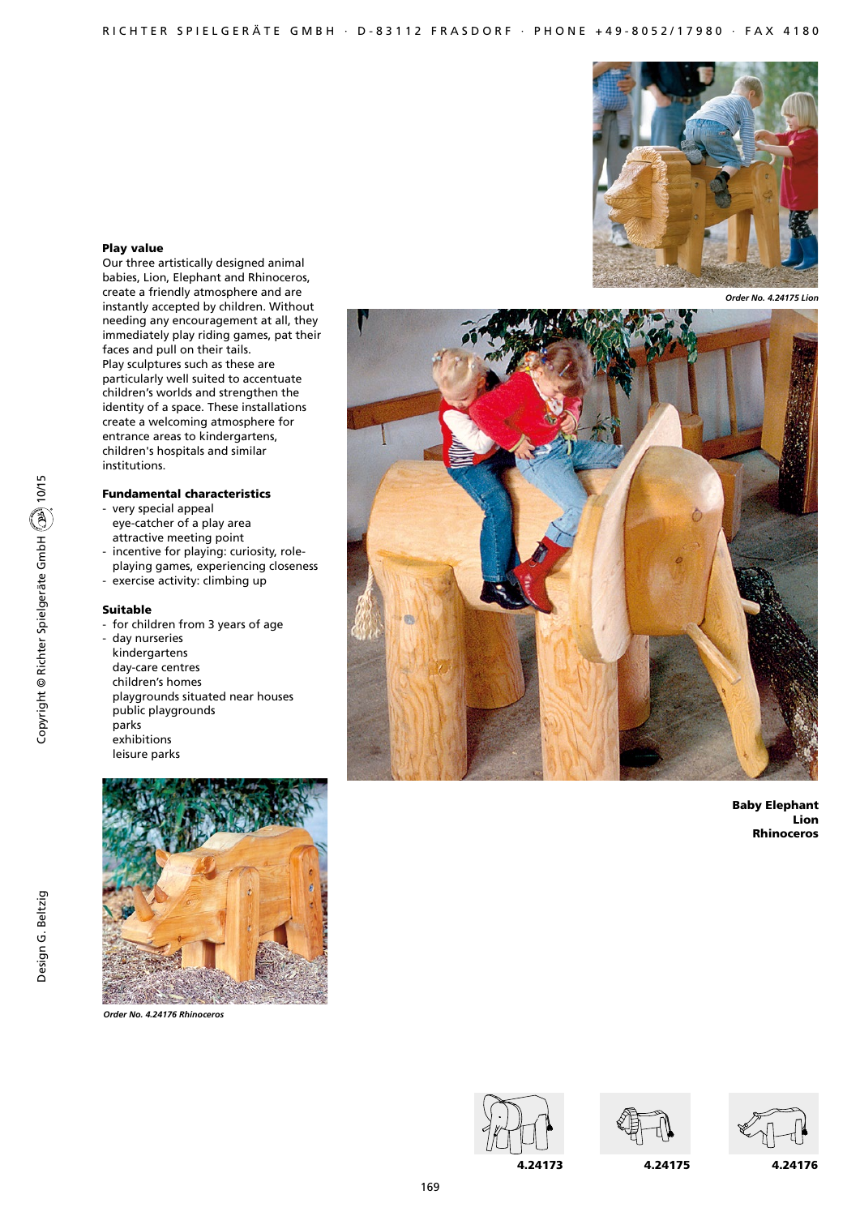**Baby Elephant**
**Lion**
**Rhinoceros**

Order No. 4.24175 Lion

### Play value

Our three artistically designed animal babies, Lion, Elephant and Rhinoceros, create a friendly atmosphere and are instantly accepted by children. Without needing any encouragement at all, they immediately play riding games, pat their faces and pull on their tails.
Play sculptures such as these are particularly well suited to accentuate children's worlds and strengthen the identity of a space. These installations create a welcoming atmosphere for entrance areas to kindergartens, children's hospitals and similar institutions.

### Fundamental characteristics

- very special appeal
  eye-catcher of a play area
  attractive meeting point
- incentive for playing: curiosity, role-playing games, experiencing closeness
- exercise activity: climbing up

### Suitable

- for children from 3 years of age
- day nurseries
  kindergartens
  day-care centres
  children's homes
  playgrounds situated near houses
  public playgrounds
  parks
  exhibitions
  leisure parks

Order No. 4.24176 Rhinoceros

4.24173

4.24175

4.24176

Copyright © Richter Spielgeräte GmbH 10/15

Design G. Beltzig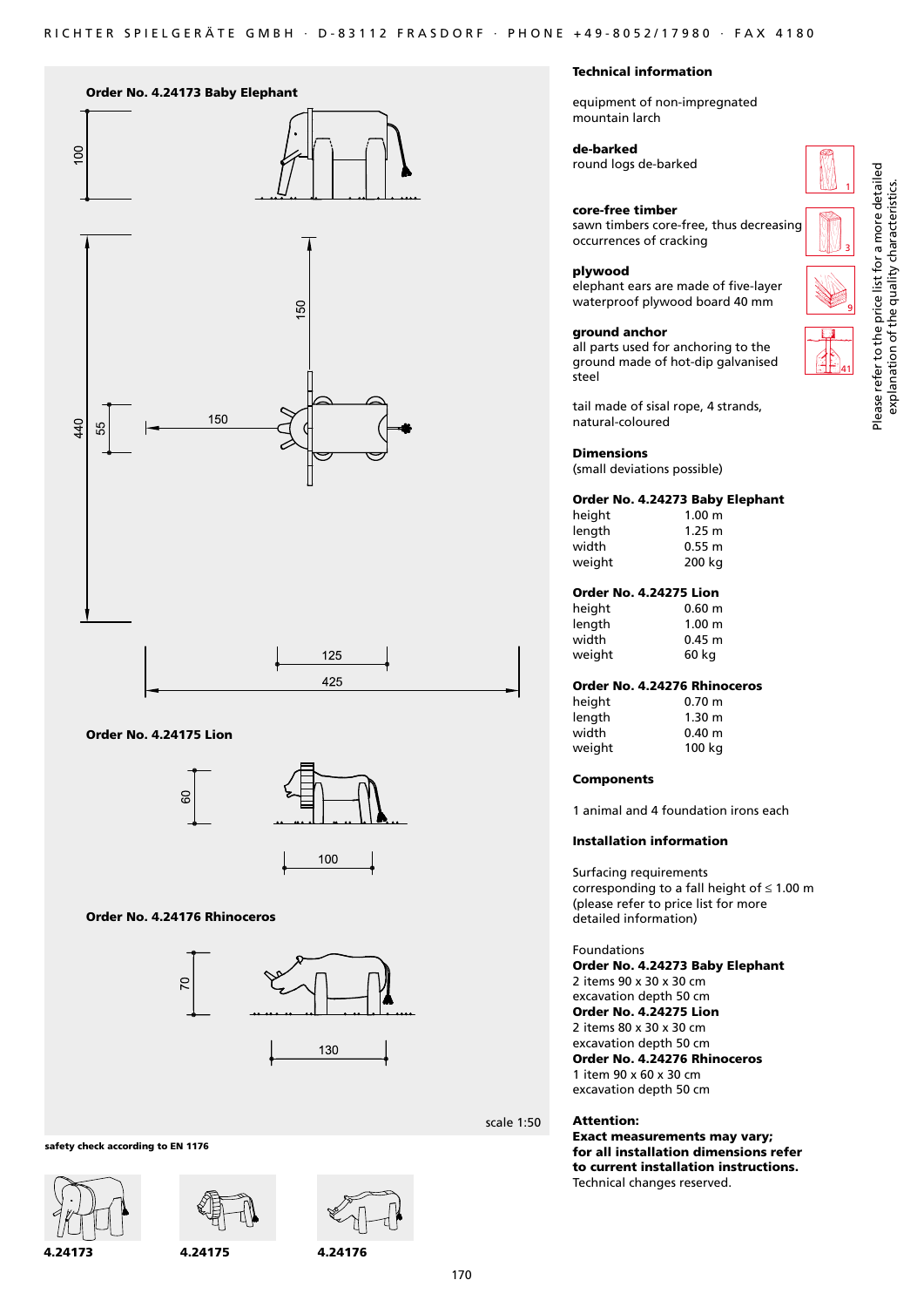### Order No. 4.24173 Baby Elephant

100

440

55

150

150

125

425

### Order No. 4.24175 Lion

60

100

### Order No. 4.24176 Rhinoceros

70

130

scale 1:50

**safety check according to EN 1176**

**4.24173** **4.24175** **4.24176**

### Technical information

equipment of non-impregnated mountain larch

**de-barked**
round logs de-barked

**core-free timber**
sawn timbers core-free, thus decreasing occurrences of cracking

**plywood**
elephant ears are made of five-layer waterproof plywood board 40 mm

**ground anchor**
all parts used for anchoring to the ground made of hot-dip galvanised steel

tail made of sisal rope, 4 strands, natural-coloured

1 3 9 41

Please refer to the price list for a more detailed explanation of the quality characteristics.

### Dimensions

(small deviations possible)

**Order No. 4.24273 Baby Elephant**

| | |
|---|---|
| height | 1.00 m |
| length | 1.25 m |
| width | 0.55 m |
| weight | 200 kg |

**Order No. 4.24275 Lion**

| | |
|---|---|
| height | 0.60 m |
| length | 1.00 m |
| width | 0.45 m |
| weight | 60 kg |

**Order No. 4.24276 Rhinoceros**

| | |
|---|---|
| height | 0.70 m |
| length | 1.30 m |
| width | 0.40 m |
| weight | 100 kg |

### Components

1 animal and 4 foundation irons each

### Installation information

Surfacing requirements
corresponding to a fall height of ≤ 1.00 m
(please refer to price list for more detailed information)

Foundations
**Order No. 4.24273 Baby Elephant**
2 items 90 x 30 x 30 cm
excavation depth 50 cm
**Order No. 4.24275 Lion**
2 items 80 x 30 x 30 cm
excavation depth 50 cm
**Order No. 4.24276 Rhinoceros**
1 item 90 x 60 x 30 cm
excavation depth 50 cm

**Attention:**
**Exact measurements may vary; for all installation dimensions refer to current installation instructions.**
Technical changes reserved.